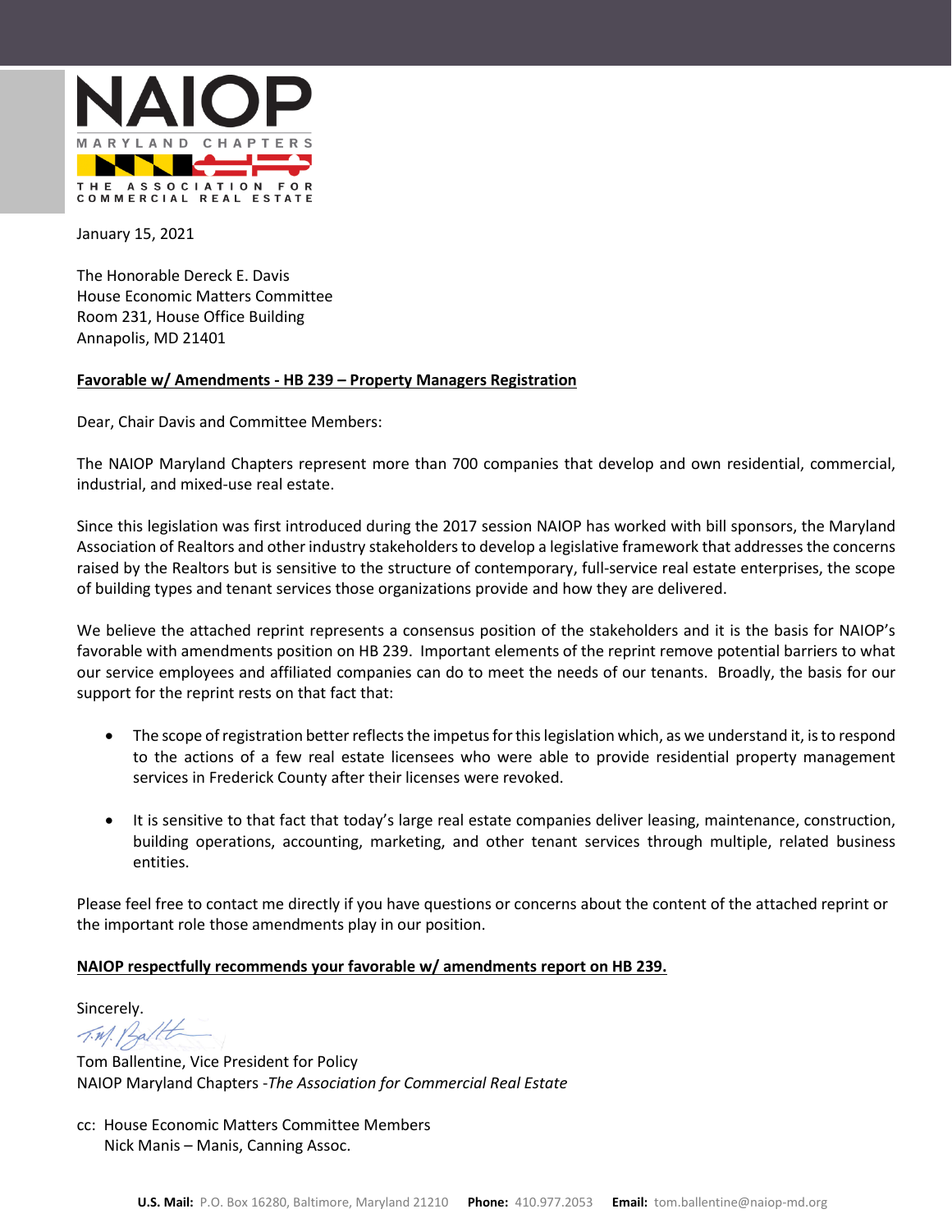NAIOP

MARYLAND CHAPTERS

THE ASSOCIATION FOR COMMERCIAL REAL ESTATE

January 15, 2021

The Honorable Dereck E. Davis
House Economic Matters Committee
Room 231, House Office Building
Annapolis, MD 21401

**Favorable w/ Amendments - HB 239 – Property Managers Registration**

Dear, Chair Davis and Committee Members:

The NAIOP Maryland Chapters represent more than 700 companies that develop and own residential, commercial, industrial, and mixed-use real estate.

Since this legislation was first introduced during the 2017 session NAIOP has worked with bill sponsors, the Maryland Association of Realtors and other industry stakeholders to develop a legislative framework that addresses the concerns raised by the Realtors but is sensitive to the structure of contemporary, full-service real estate enterprises, the scope of building types and tenant services those organizations provide and how they are delivered.

We believe the attached reprint represents a consensus position of the stakeholders and it is the basis for NAIOP's favorable with amendments position on HB 239. Important elements of the reprint remove potential barriers to what our service employees and affiliated companies can do to meet the needs of our tenants. Broadly, the basis for our support for the reprint rests on that fact that:

- The scope of registration better reflects the impetus for this legislation which, as we understand it, is to respond to the actions of a few real estate licensees who were able to provide residential property management services in Frederick County after their licenses were revoked.

- It is sensitive to that fact that today's large real estate companies deliver leasing, maintenance, construction, building operations, accounting, marketing, and other tenant services through multiple, related business entities.

Please feel free to contact me directly if you have questions or concerns about the content of the attached reprint or the important role those amendments play in our position.

**NAIOP respectfully recommends your favorable w/ amendments report on HB 239.**

Sincerely.

Tom Ballentine, Vice President for Policy
NAIOP Maryland Chapters -*The Association for Commercial Real Estate*

cc: House Economic Matters Committee Members
Nick Manis – Manis, Canning Assoc.

**U.S. Mail:** P.O. Box 16280, Baltimore, Maryland 21210 **Phone:** 410.977.2053 **Email:** tom.ballentine@naiop-md.org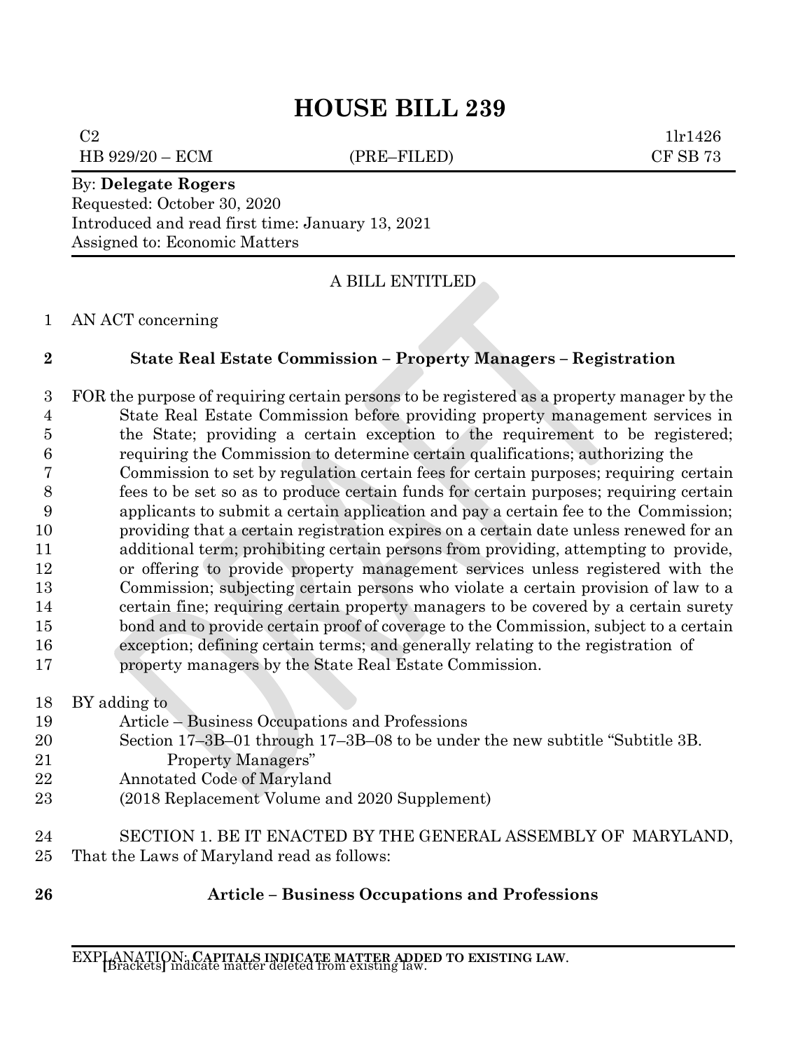# HOUSE BILL 239

C2 1lr1426
HB 929/20 – ECM (PRE–FILED) CF SB 73

By: **Delegate Rogers**
Requested: October 30, 2020
Introduced and read first time: January 13, 2021
Assigned to: Economic Matters

A BILL ENTITLED

1 AN ACT concerning

2 **State Real Estate Commission – Property Managers – Registration**

3 FOR the purpose of requiring certain persons to be registered as a property manager by the
4 State Real Estate Commission before providing property management services in
5 the State; providing a certain exception to the requirement to be registered;
6 requiring the Commission to determine certain qualifications; authorizing the
7 Commission to set by regulation certain fees for certain purposes; requiring certain
8 fees to be set so as to produce certain funds for certain purposes; requiring certain
9 applicants to submit a certain application and pay a certain fee to the Commission;
10 providing that a certain registration expires on a certain date unless renewed for an
11 additional term; prohibiting certain persons from providing, attempting to provide,
12 or offering to provide property management services unless registered with the
13 Commission; subjecting certain persons who violate a certain provision of law to a
14 certain fine; requiring certain property managers to be covered by a certain surety
15 bond and to provide certain proof of coverage to the Commission, subject to a certain
16 exception; defining certain terms; and generally relating to the registration of
17 property managers by the State Real Estate Commission.

18 BY adding to
19 Article – Business Occupations and Professions
20 Section 17–3B–01 through 17–3B–08 to be under the new subtitle "Subtitle 3B.
21 Property Managers"
22 Annotated Code of Maryland
23 (2018 Replacement Volume and 2020 Supplement)

24 SECTION 1. BE IT ENACTED BY THE GENERAL ASSEMBLY OF MARYLAND,
25 That the Laws of Maryland read as follows:

26 **Article – Business Occupations and Professions**

EXPLANATION: **CAPITALS INDICATE MATTER ADDED TO EXISTING LAW**.
**[**Brackets**]** indicate matter deleted from existing law.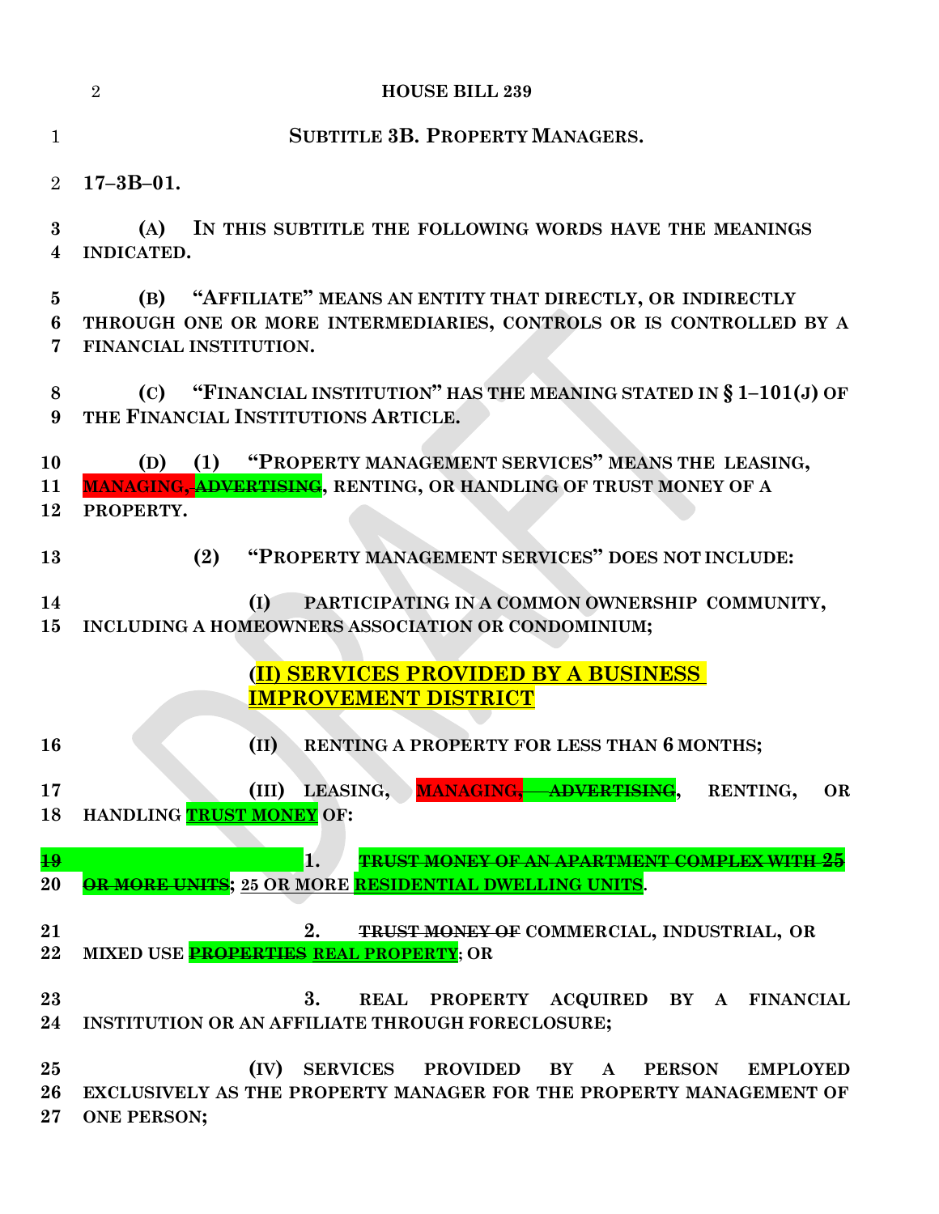## SUBTITLE 3B. PROPERTY MANAGERS.

**17–3B–01.**

**(A) IN THIS SUBTITLE THE FOLLOWING WORDS HAVE THE MEANINGS INDICATED.**

**(B) "AFFILIATE" MEANS AN ENTITY THAT DIRECTLY, OR INDIRECTLY THROUGH ONE OR MORE INTERMEDIARIES, CONTROLS OR IS CONTROLLED BY A FINANCIAL INSTITUTION.**

**(C) "FINANCIAL INSTITUTION" HAS THE MEANING STATED IN § 1–101(J) OF THE FINANCIAL INSTITUTIONS ARTICLE.**

**(D) (1) "PROPERTY MANAGEMENT SERVICES" MEANS THE LEASING, MANAGING, ~~ADVERTISING~~, RENTING, OR HANDLING OF TRUST MONEY OF A PROPERTY.**

**(2) "PROPERTY MANAGEMENT SERVICES" DOES NOT INCLUDE:**

**(I) PARTICIPATING IN A COMMON OWNERSHIP COMMUNITY, INCLUDING A HOMEOWNERS ASSOCIATION OR CONDOMINIUM;**

**(II) SERVICES PROVIDED BY A BUSINESS IMPROVEMENT DISTRICT**

**(II) RENTING A PROPERTY FOR LESS THAN 6 MONTHS;**

**(III) LEASING, MANAGING, ~~ADVERTISING~~, RENTING, OR HANDLING TRUST MONEY OF:**

**1. ~~TRUST MONEY OF AN APARTMENT COMPLEX WITH 25 OR MORE UNITS~~; 25 OR MORE RESIDENTIAL DWELLING UNITS.**

**2. ~~TRUST MONEY OF~~ COMMERCIAL, INDUSTRIAL, OR MIXED USE ~~PROPERTIES~~ REAL PROPERTY; OR**

**3. REAL PROPERTY ACQUIRED BY A FINANCIAL INSTITUTION OR AN AFFILIATE THROUGH FORECLOSURE;**

**(IV) SERVICES PROVIDED BY A PERSON EMPLOYED EXCLUSIVELY AS THE PROPERTY MANAGER FOR THE PROPERTY MANAGEMENT OF ONE PERSON;**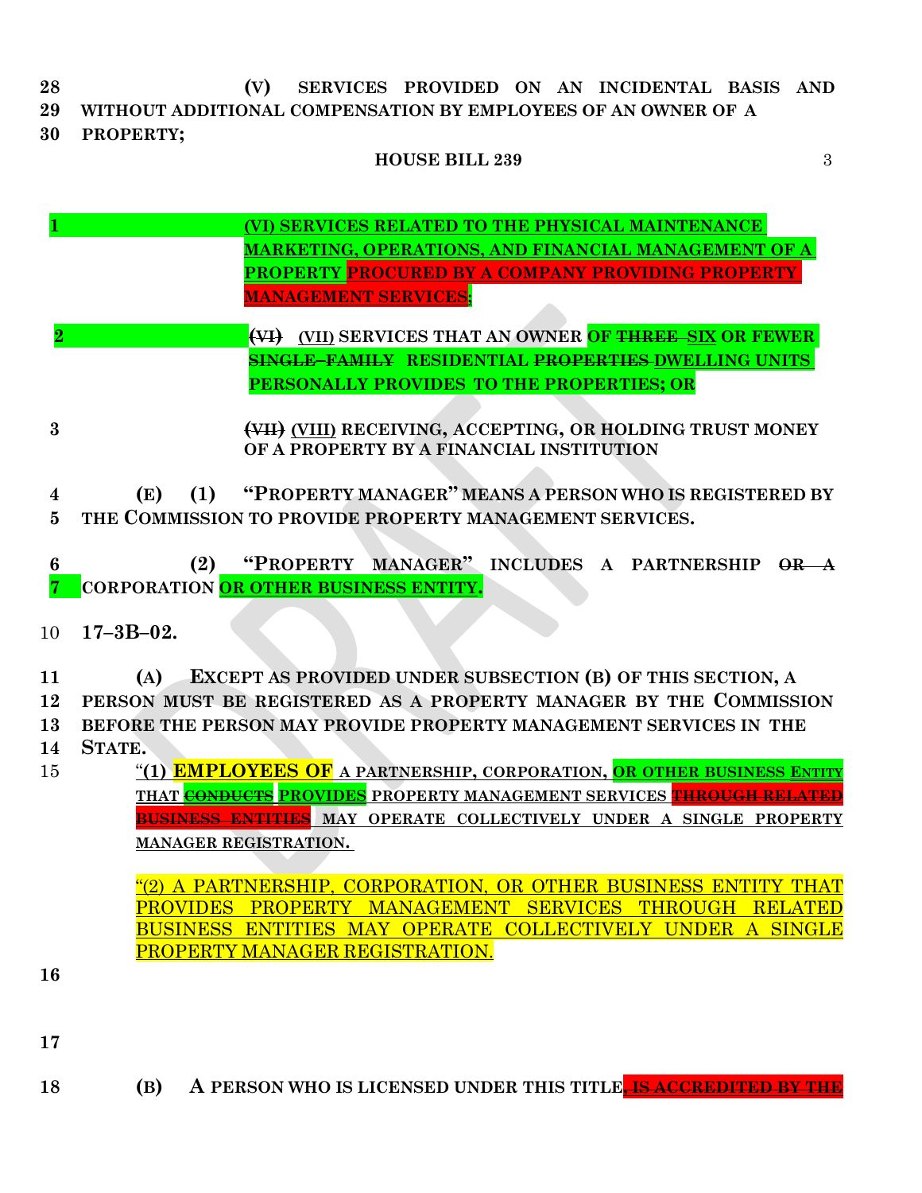(V) SERVICES PROVIDED ON AN INCIDENTAL BASIS AND WITHOUT ADDITIONAL COMPENSATION BY EMPLOYEES OF AN OWNER OF A PROPERTY;

(VI) SERVICES RELATED TO THE PHYSICAL MAINTENANCE MARKETING, OPERATIONS, AND FINANCIAL MANAGEMENT OF A PROPERTY PROCURED BY A COMPANY PROVIDING PROPERTY MANAGEMENT SERVICES;

~~(VI)~~ (VII) SERVICES THAT AN OWNER OF ~~THREE~~ SIX OR FEWER ~~SINGLE–FAMILY~~ RESIDENTIAL ~~PROPERTIES~~ DWELLING UNITS PERSONALLY PROVIDES TO THE PROPERTIES; OR

~~(VII)~~ (VIII) RECEIVING, ACCEPTING, OR HOLDING TRUST MONEY OF A PROPERTY BY A FINANCIAL INSTITUTION

(E) (1) "PROPERTY MANAGER" MEANS A PERSON WHO IS REGISTERED BY THE COMMISSION TO PROVIDE PROPERTY MANAGEMENT SERVICES.

(2) "PROPERTY MANAGER" INCLUDES A PARTNERSHIP ~~OR A~~ CORPORATION OR OTHER BUSINESS ENTITY.

**17–3B–02.**

(A) EXCEPT AS PROVIDED UNDER SUBSECTION (B) OF THIS SECTION, A PERSON MUST BE REGISTERED AS A PROPERTY MANAGER BY THE COMMISSION BEFORE THE PERSON MAY PROVIDE PROPERTY MANAGEMENT SERVICES IN THE STATE.

"(1) EMPLOYEES OF A PARTNERSHIP, CORPORATION, OR OTHER BUSINESS ENTITY THAT ~~CONDUCTS~~ PROVIDES PROPERTY MANAGEMENT SERVICES ~~THROUGH RELATED BUSINESS ENTITIES~~ MAY OPERATE COLLECTIVELY UNDER A SINGLE PROPERTY MANAGER REGISTRATION.

"(2) A PARTNERSHIP, CORPORATION, OR OTHER BUSINESS ENTITY THAT PROVIDES PROPERTY MANAGEMENT SERVICES THROUGH RELATED BUSINESS ENTITIES MAY OPERATE COLLECTIVELY UNDER A SINGLE PROPERTY MANAGER REGISTRATION.

(B) A PERSON WHO IS LICENSED UNDER THIS TITLE~~, IS ACCREDITED BY THE~~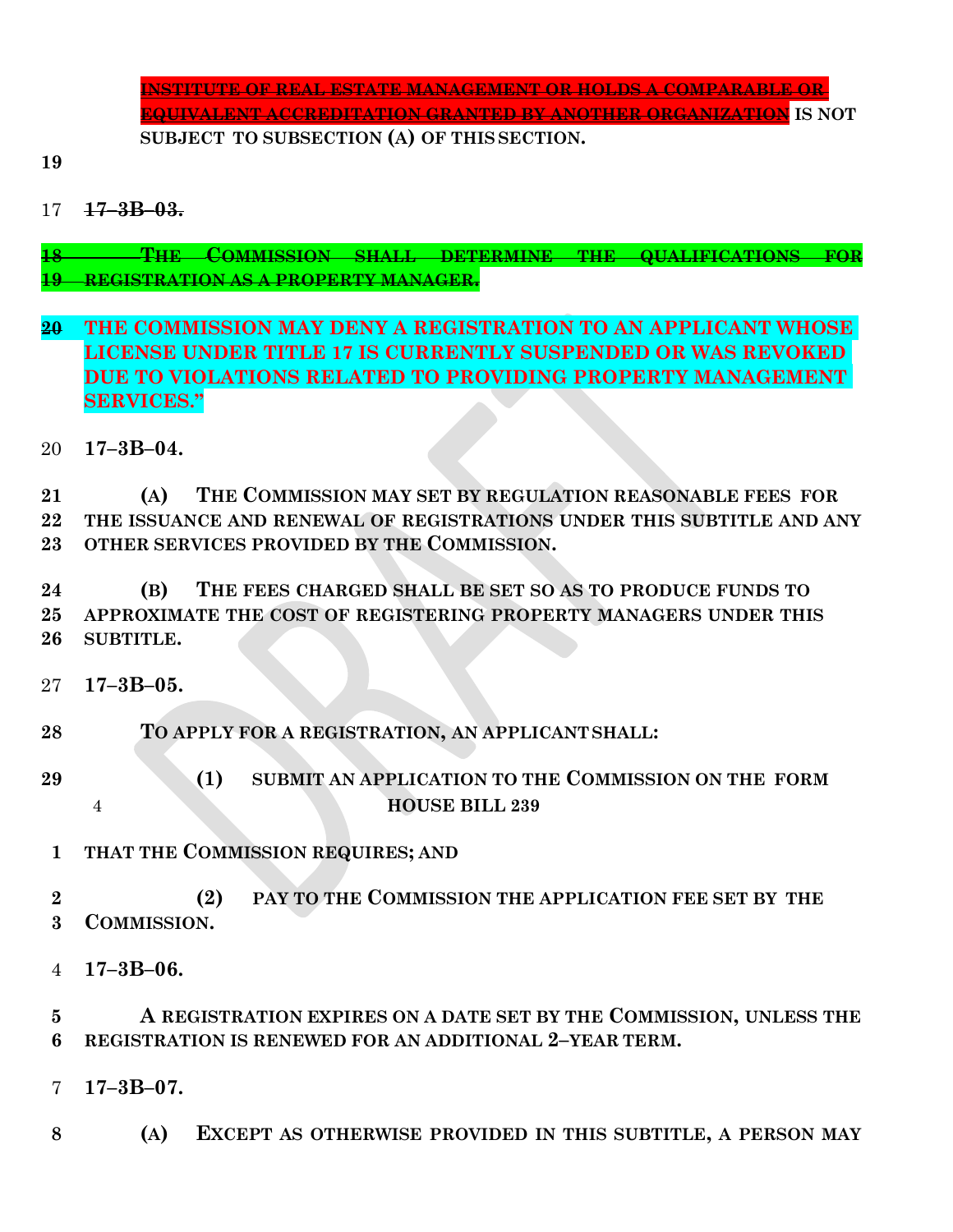~~INSTITUTE OF REAL ESTATE MANAGEMENT OR HOLDS A COMPARABLE OR EQUIVALENT ACCREDITATION GRANTED BY ANOTHER ORGANIZATION~~ **IS NOT SUBJECT TO SUBSECTION (A) OF THIS SECTION.**

**19**

17 ~~**17–3B–03.**~~

~~**18 THE COMMISSION SHALL DETERMINE THE QUALIFICATIONS FOR**~~
~~**19 REGISTRATION AS A PROPERTY MANAGER.**~~

~~**20**~~ **THE COMMISSION MAY DENY A REGISTRATION TO AN APPLICANT WHOSE LICENSE UNDER TITLE 17 IS CURRENTLY SUSPENDED OR WAS REVOKED DUE TO VIOLATIONS RELATED TO PROVIDING PROPERTY MANAGEMENT SERVICES."**

20 **17–3B–04.**

**21 (A) THE COMMISSION MAY SET BY REGULATION REASONABLE FEES FOR**
**22 THE ISSUANCE AND RENEWAL OF REGISTRATIONS UNDER THIS SUBTITLE AND ANY**
**23 OTHER SERVICES PROVIDED BY THE COMMISSION.**

**24 (B) THE FEES CHARGED SHALL BE SET SO AS TO PRODUCE FUNDS TO**
**25 APPROXIMATE THE COST OF REGISTERING PROPERTY MANAGERS UNDER THIS**
**26 SUBTITLE.**

27 **17–3B–05.**

**28 TO APPLY FOR A REGISTRATION, AN APPLICANT SHALL:**

**29 (1) SUBMIT AN APPLICATION TO THE COMMISSION ON THE FORM**

**1 THAT THE COMMISSION REQUIRES; AND**

**2 (2) PAY TO THE COMMISSION THE APPLICATION FEE SET BY THE**
**3 COMMISSION.**

4 **17–3B–06.**

**5 A REGISTRATION EXPIRES ON A DATE SET BY THE COMMISSION, UNLESS THE**
**6 REGISTRATION IS RENEWED FOR AN ADDITIONAL 2–YEAR TERM.**

7 **17–3B–07.**

**8 (A) EXCEPT AS OTHERWISE PROVIDED IN THIS SUBTITLE, A PERSON MAY**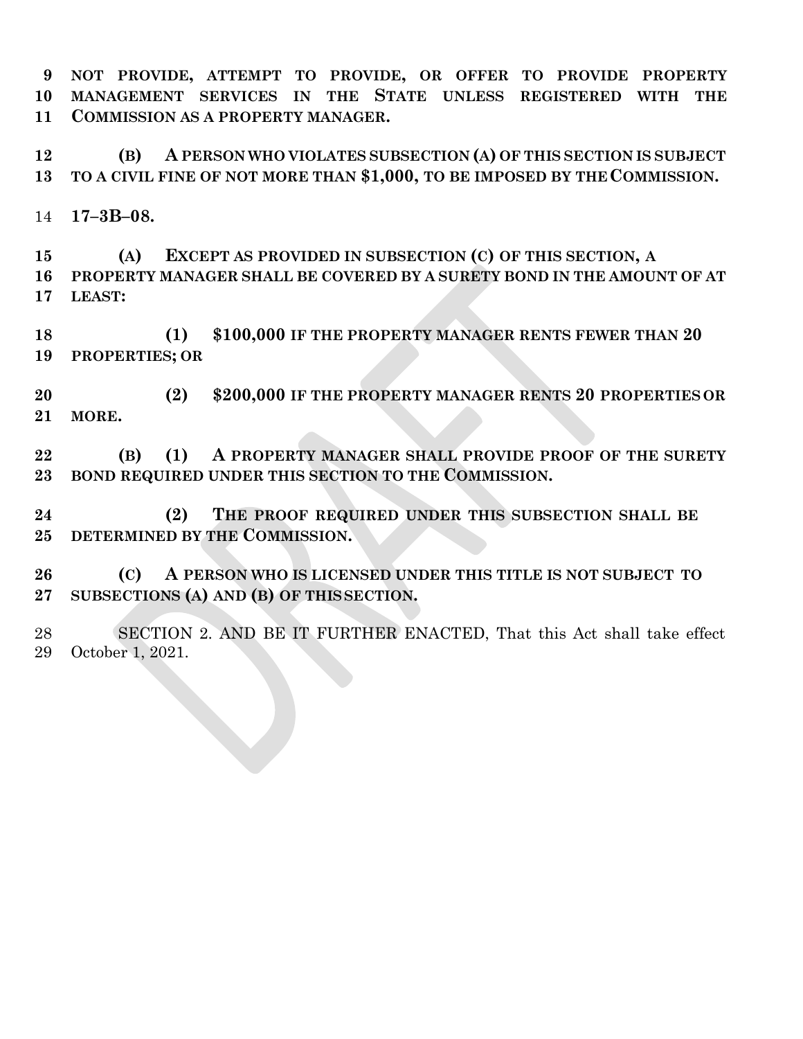**NOT PROVIDE, ATTEMPT TO PROVIDE, OR OFFER TO PROVIDE PROPERTY MANAGEMENT SERVICES IN THE STATE UNLESS REGISTERED WITH THE COMMISSION AS A PROPERTY MANAGER.**

**(B) A PERSON WHO VIOLATES SUBSECTION (A) OF THIS SECTION IS SUBJECT TO A CIVIL FINE OF NOT MORE THAN $1,000, TO BE IMPOSED BY THE COMMISSION.**

**17–3B–08.**

**(A) EXCEPT AS PROVIDED IN SUBSECTION (C) OF THIS SECTION, A PROPERTY MANAGER SHALL BE COVERED BY A SURETY BOND IN THE AMOUNT OF AT LEAST:**

**(1) $100,000 IF THE PROPERTY MANAGER RENTS FEWER THAN 20 PROPERTIES; OR**

**(2) $200,000 IF THE PROPERTY MANAGER RENTS 20 PROPERTIES OR MORE.**

**(B) (1) A PROPERTY MANAGER SHALL PROVIDE PROOF OF THE SURETY BOND REQUIRED UNDER THIS SECTION TO THE COMMISSION.**

**(2) THE PROOF REQUIRED UNDER THIS SUBSECTION SHALL BE DETERMINED BY THE COMMISSION.**

**(C) A PERSON WHO IS LICENSED UNDER THIS TITLE IS NOT SUBJECT TO SUBSECTIONS (A) AND (B) OF THIS SECTION.**

SECTION 2. AND BE IT FURTHER ENACTED, That this Act shall take effect October 1, 2021.